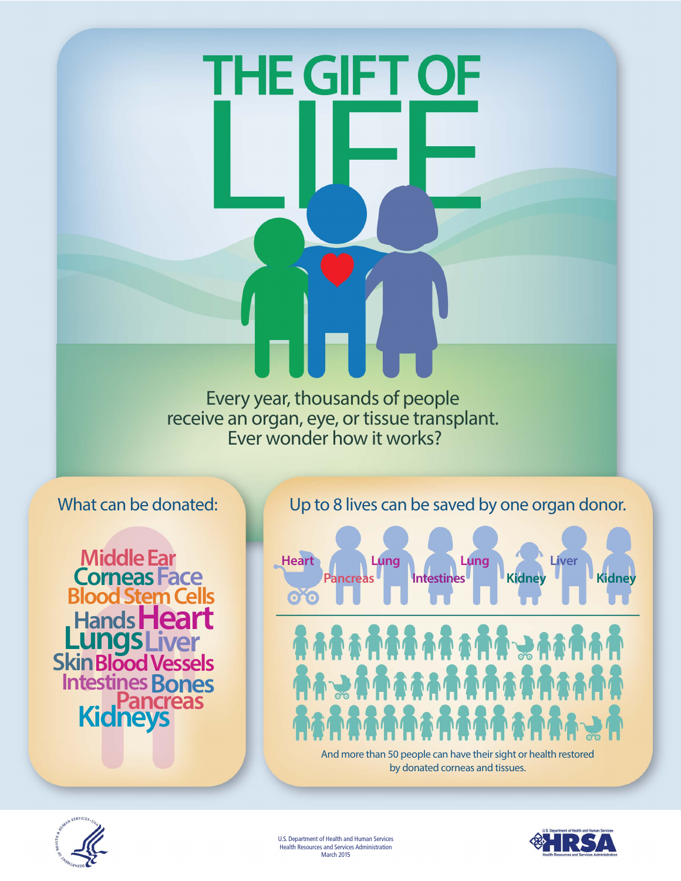# THE GIFT OF LIFE

Every year, thousands of people receive an organ, eye, or tissue transplant. Ever wonder how it works?

## What can be donated:

Middle Ear
Corneas
Face
Blood Stem Cells
Hands
Heart
Lungs
Liver
Skin
Blood Vessels
Intestines
Bones
Pancreas
Kidneys

## Up to 8 lives can be saved by one organ donor.

Heart, Pancreas, Lung, Intestines, Lung, Kidney, Liver, Kidney

And more than 50 people can have their sight or health restored by donated corneas and tissues.

U.S. Department of Health and Human Services
Health Resources and Services Administration
March 2015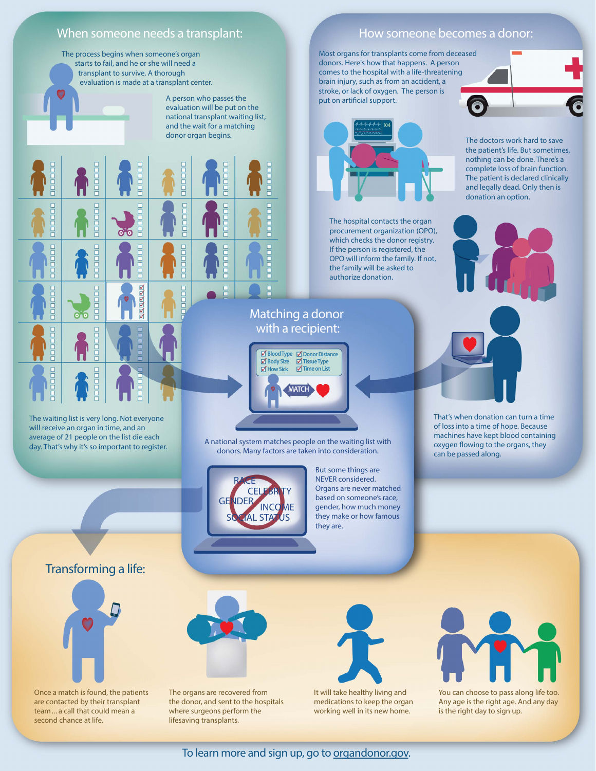## When someone needs a transplant:

The process begins when someone's organ starts to fail, and he or she will need a transplant to survive. A thorough evaluation is made at a transplant center.

A person who passes the evaluation will be put on the national transplant waiting list, and the wait for a matching donor organ begins.

The waiting list is very long. Not everyone will receive an organ in time, and an average of 21 people on the list die each day. That's why it's so important to register.

## How someone becomes a donor:

Most organs for transplants come from deceased donors. Here's how that happens. A person comes to the hospital with a life-threatening brain injury, such as from an accident, a stroke, or lack of oxygen. The person is put on artificial support.

The doctors work hard to save the patient's life. But sometimes, nothing can be done. There's a complete loss of brain function. The patient is declared clinically and legally dead. Only then is donation an option.

The hospital contacts the organ procurement organization (OPO), which checks the donor registry. If the person is registered, the OPO will inform the family. If not, the family will be asked to authorize donation.

That's when donation can turn a time of loss into a time of hope. Because machines have kept blood containing oxygen flowing to the organs, they can be passed along.

## Matching a donor with a recipient:

- Blood Type
- Body Size
- How Sick
- Donor Distance
- Tissue Type
- Time on List

MATCH

A national system matches people on the waiting list with donors. Many factors are taken into consideration.

RACE
CELEBRITY
GENDER
INCOME
SOCIAL STATUS

But some things are NEVER considered. Organs are never matched based on someone's race, gender, how much money they make or how famous they are.

## Transforming a life:

Once a match is found, the patients are contacted by their transplant team… a call that could mean a second chance at life.

The organs are recovered from the donor, and sent to the hospitals where surgeons perform the lifesaving transplants.

It will take healthy living and medications to keep the organ working well in its new home.

You can choose to pass along life too. Any age is the right age. And any day is the right day to sign up.

To learn more and sign up, go to organdonor.gov.